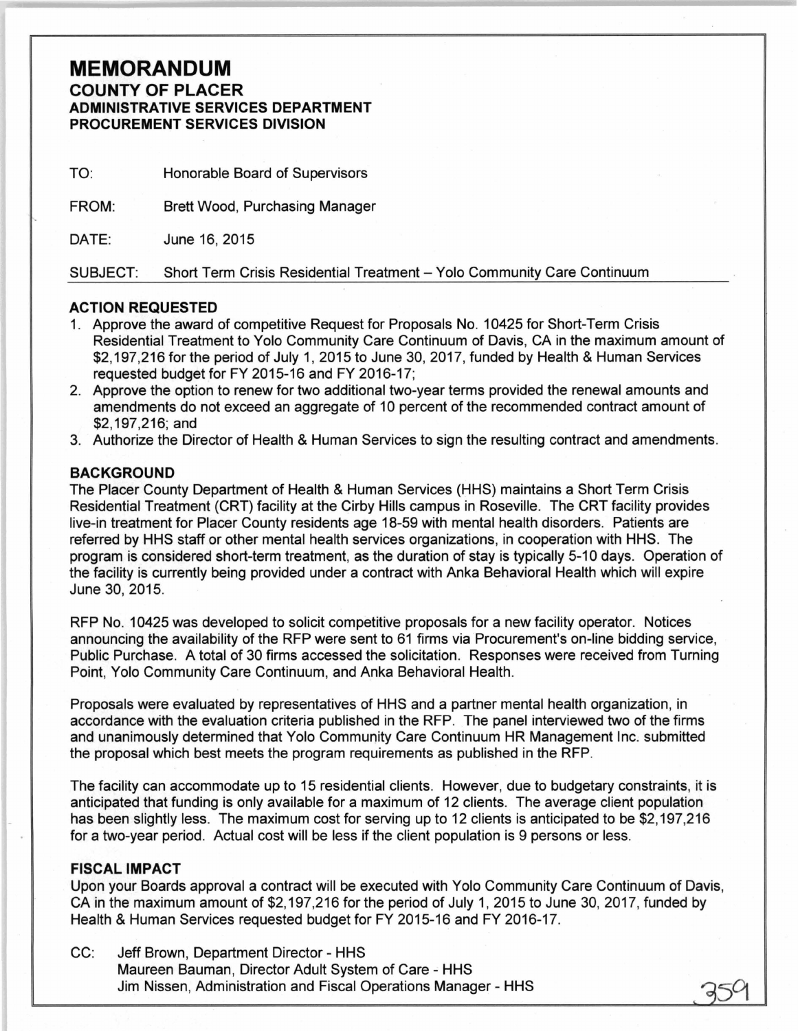# MEMORANDUM

## COUNTY OF PLACER

### ADMINISTRATIVE SERVICES DEPARTMENT
### PROCUREMENT SERVICES DIVISION

TO: Honorable Board of Supervisors

FROM: Brett Wood, Purchasing Manager

DATE: June 16, 2015

SUBJECT: Short Term Crisis Residential Treatment – Yolo Community Care Continuum

**ACTION REQUESTED**

1. Approve the award of competitive Request for Proposals No. 10425 for Short-Term Crisis Residential Treatment to Yolo Community Care Continuum of Davis, CA in the maximum amount of $2,197,216 for the period of July 1, 2015 to June 30, 2017, funded by Health & Human Services requested budget for FY 2015-16 and FY 2016-17;
2. Approve the option to renew for two additional two-year terms provided the renewal amounts and amendments do not exceed an aggregate of 10 percent of the recommended contract amount of $2,197,216; and
3. Authorize the Director of Health & Human Services to sign the resulting contract and amendments.

**BACKGROUND**

The Placer County Department of Health & Human Services (HHS) maintains a Short Term Crisis Residential Treatment (CRT) facility at the Cirby Hills campus in Roseville. The CRT facility provides live-in treatment for Placer County residents age 18-59 with mental health disorders. Patients are referred by HHS staff or other mental health services organizations, in cooperation with HHS. The program is considered short-term treatment, as the duration of stay is typically 5-10 days. Operation of the facility is currently being provided under a contract with Anka Behavioral Health which will expire June 30, 2015.

RFP No. 10425 was developed to solicit competitive proposals for a new facility operator. Notices announcing the availability of the RFP were sent to 61 firms via Procurement's on-line bidding service, Public Purchase. A total of 30 firms accessed the solicitation. Responses were received from Turning Point, Yolo Community Care Continuum, and Anka Behavioral Health.

Proposals were evaluated by representatives of HHS and a partner mental health organization, in accordance with the evaluation criteria published in the RFP. The panel interviewed two of the firms and unanimously determined that Yolo Community Care Continuum HR Management Inc. submitted the proposal which best meets the program requirements as published in the RFP.

The facility can accommodate up to 15 residential clients. However, due to budgetary constraints, it is anticipated that funding is only available for a maximum of 12 clients. The average client population has been slightly less. The maximum cost for serving up to 12 clients is anticipated to be $2,197,216 for a two-year period. Actual cost will be less if the client population is 9 persons or less.

**FISCAL IMPACT**

Upon your Boards approval a contract will be executed with Yolo Community Care Continuum of Davis, CA in the maximum amount of $2,197,216 for the period of July 1, 2015 to June 30, 2017, funded by Health & Human Services requested budget for FY 2015-16 and FY 2016-17.

CC: Jeff Brown, Department Director - HHS
Maureen Bauman, Director Adult System of Care - HHS
Jim Nissen, Administration and Fiscal Operations Manager - HHS